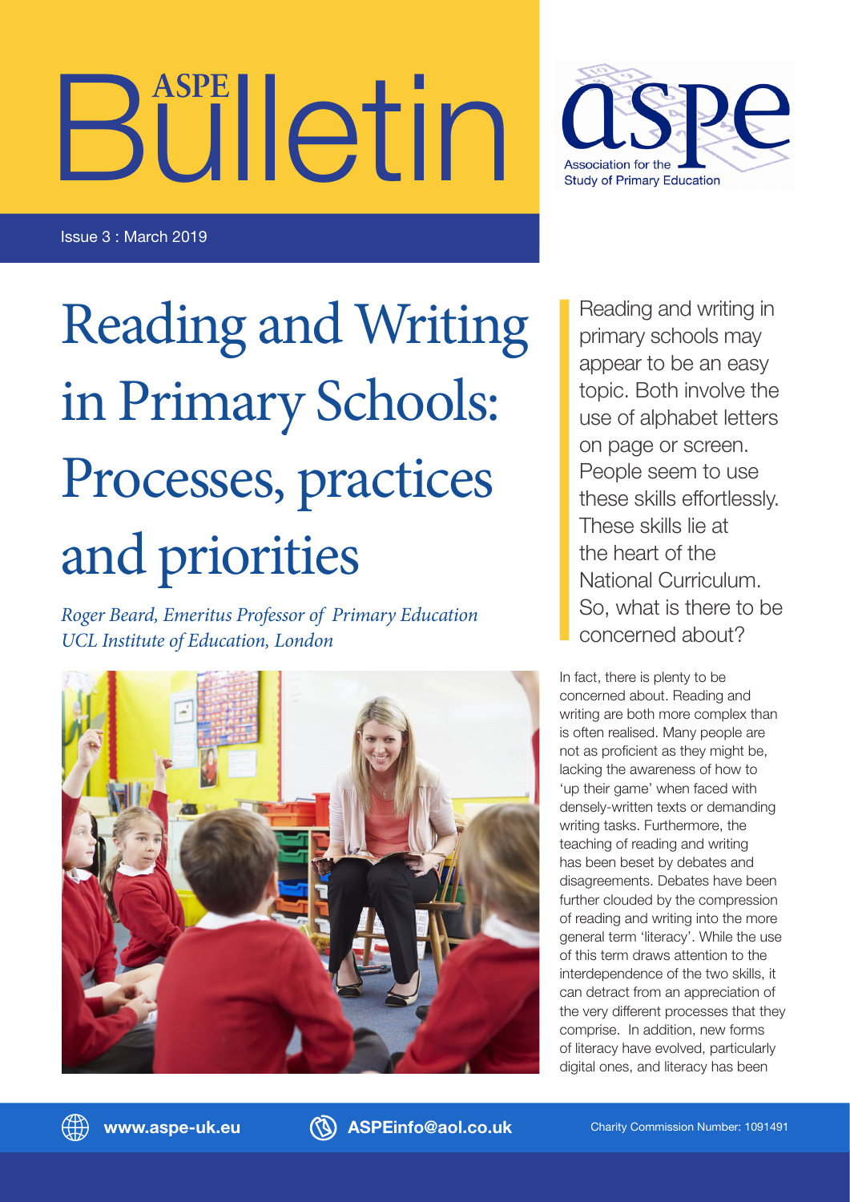# ASPE Bulletin

Association for the Study of Primary Education

Issue 3 : March 2019

# Reading and Writing in Primary Schools: Processes, practices and priorities

*Roger Beard, Emeritus Professor of Primary Education*
*UCL Institute of Education, London*

Reading and writing in primary schools may appear to be an easy topic. Both involve the use of alphabet letters on page or screen. People seem to use these skills effortlessly. These skills lie at the heart of the National Curriculum. So, what is there to be concerned about?

In fact, there is plenty to be concerned about. Reading and writing are both more complex than is often realised. Many people are not as proficient as they might be, lacking the awareness of how to 'up their game' when faced with densely-written texts or demanding writing tasks. Furthermore, the teaching of reading and writing has been beset by debates and disagreements. Debates have been further clouded by the compression of reading and writing into the more general term 'literacy'. While the use of this term draws attention to the interdependence of the two skills, it can detract from an appreciation of the very different processes that they comprise. In addition, new forms of literacy have evolved, particularly digital ones, and literacy has been

www.aspe-uk.eu ASPEinfo@aol.co.uk Charity Commission Number: 1091491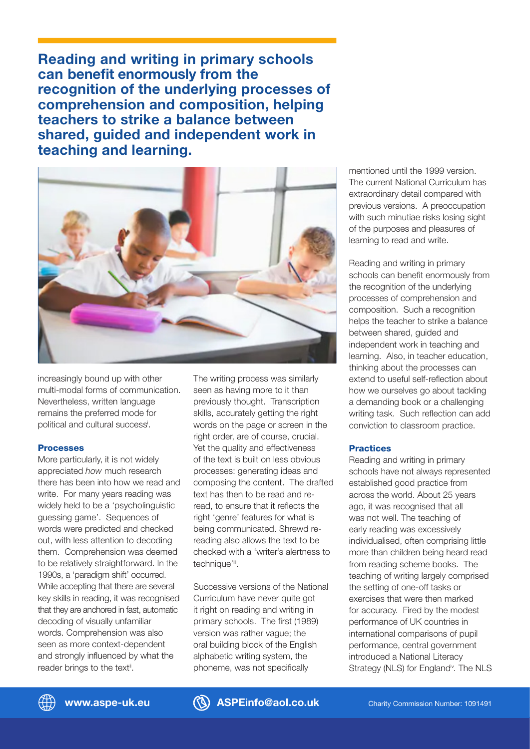**Reading and writing in primary schools can benefit enormously from the recognition of the underlying processes of comprehension and composition, helping teachers to strike a balance between shared, guided and independent work in teaching and learning.**

increasingly bound up with other multi-modal forms of communication. Nevertheless, written language remains the preferred mode for political and cultural success[i].

### Processes

More particularly, it is not widely appreciated *how* much research there has been into how we read and write. For many years reading was widely held to be a 'psycholinguistic guessing game'. Sequences of words were predicted and checked out, with less attention to decoding them. Comprehension was deemed to be relatively straightforward. In the 1990s, a 'paradigm shift' occurred. While accepting that there are several key skills in reading, it was recognised that they are anchored in fast, automatic decoding of visually unfamiliar words. Comprehension was also seen as more context-dependent and strongly influenced by what the reader brings to the text[ii].

The writing process was similarly seen as having more to it than previously thought. Transcription skills, accurately getting the right words on the page or screen in the right order, are of course, crucial. Yet the quality and effectiveness of the text is built on less obvious processes: generating ideas and composing the content. The drafted text has then to be read and re-read, to ensure that it reflects the right 'genre' features for what is being communicated. Shrewd re-reading also allows the text to be checked with a 'writer's alertness to technique'[iii].

Successive versions of the National Curriculum have never quite got it right on reading and writing in primary schools. The first (1989) version was rather vague; the oral building block of the English alphabetic writing system, the phoneme, was not specifically mentioned until the 1999 version. The current National Curriculum has extraordinary detail compared with previous versions. A preoccupation with such minutiae risks losing sight of the purposes and pleasures of learning to read and write.

Reading and writing in primary schools can benefit enormously from the recognition of the underlying processes of comprehension and composition. Such a recognition helps the teacher to strike a balance between shared, guided and independent work in teaching and learning. Also, in teacher education, thinking about the processes can extend to useful self-reflection about how we ourselves go about tackling a demanding book or a challenging writing task. Such reflection can add conviction to classroom practice.

### Practices

Reading and writing in primary schools have not always represented established good practice from across the world. About 25 years ago, it was recognised that all was not well. The teaching of early reading was excessively individualised, often comprising little more than children being heard read from reading scheme books. The teaching of writing largely comprised the setting of one-off tasks or exercises that were then marked for accuracy. Fired by the modest performance of UK countries in international comparisons of pupil performance, central government introduced a National Literacy Strategy (NLS) for England[iv]. The NLS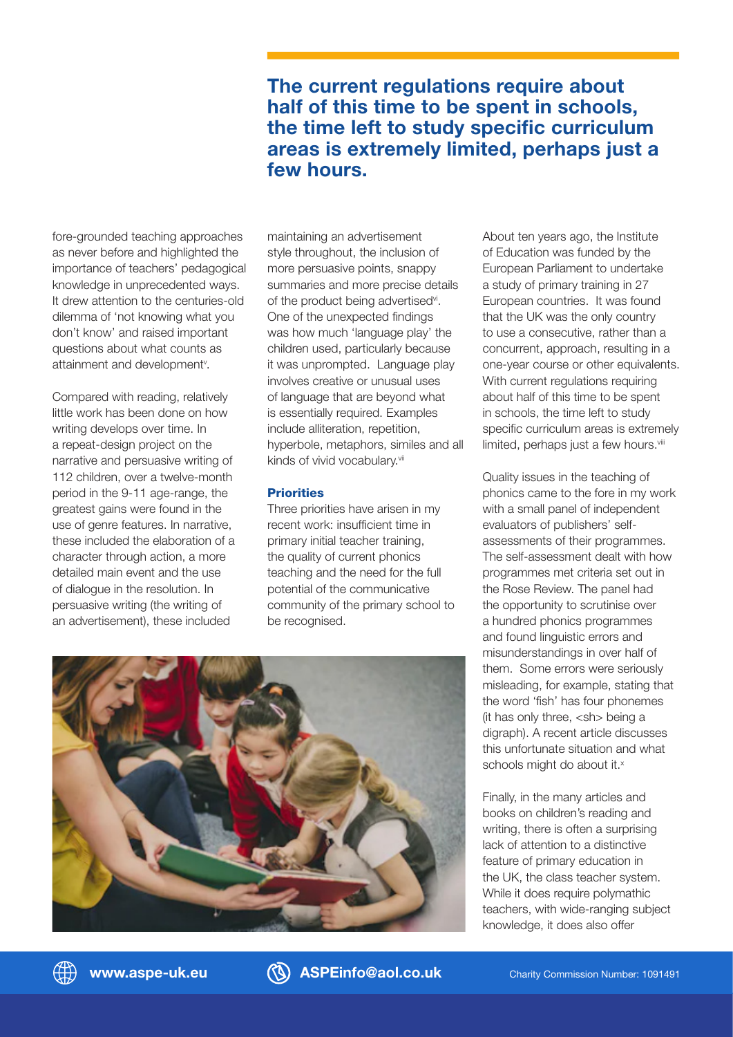**The current regulations require about half of this time to be spent in schools, the time left to study specific curriculum areas is extremely limited, perhaps just a few hours.**

fore-grounded teaching approaches as never before and highlighted the importance of teachers' pedagogical knowledge in unprecedented ways. It drew attention to the centuries-old dilemma of 'not knowing what you don't know' and raised important questions about what counts as attainment and development[v].

Compared with reading, relatively little work has been done on how writing develops over time. In a repeat-design project on the narrative and persuasive writing of 112 children, over a twelve-month period in the 9-11 age-range, the greatest gains were found in the use of genre features. In narrative, these included the elaboration of a character through action, a more detailed main event and the use of dialogue in the resolution. In persuasive writing (the writing of an advertisement), these included maintaining an advertisement style throughout, the inclusion of more persuasive points, snappy summaries and more precise details of the product being advertised[vi]. One of the unexpected findings was how much 'language play' the children used, particularly because it was unprompted. Language play involves creative or unusual uses of language that are beyond what is essentially required. Examples include alliteration, repetition, hyperbole, metaphors, similes and all kinds of vivid vocabulary.[vii]

### Priorities

Three priorities have arisen in my recent work: insufficient time in primary initial teacher training, the quality of current phonics teaching and the need for the full potential of the communicative community of the primary school to be recognised.

About ten years ago, the Institute of Education was funded by the European Parliament to undertake a study of primary training in 27 European countries. It was found that the UK was the only country to use a consecutive, rather than a concurrent, approach, resulting in a one-year course or other equivalents. With current regulations requiring about half of this time to be spent in schools, the time left to study specific curriculum areas is extremely limited, perhaps just a few hours.[viii]

Quality issues in the teaching of phonics came to the fore in my work with a small panel of independent evaluators of publishers' self-assessments of their programmes. The self-assessment dealt with how programmes met criteria set out in the Rose Review. The panel had the opportunity to scrutinise over a hundred phonics programmes and found linguistic errors and misunderstandings in over half of them. Some errors were seriously misleading, for example, stating that the word 'fish' has four phonemes (it has only three, <sh> being a digraph). A recent article discusses this unfortunate situation and what schools might do about it.[x]

Finally, in the many articles and books on children's reading and writing, there is often a surprising lack of attention to a distinctive feature of primary education in the UK, the class teacher system. While it does require polymathic teachers, with wide-ranging subject knowledge, it does also offer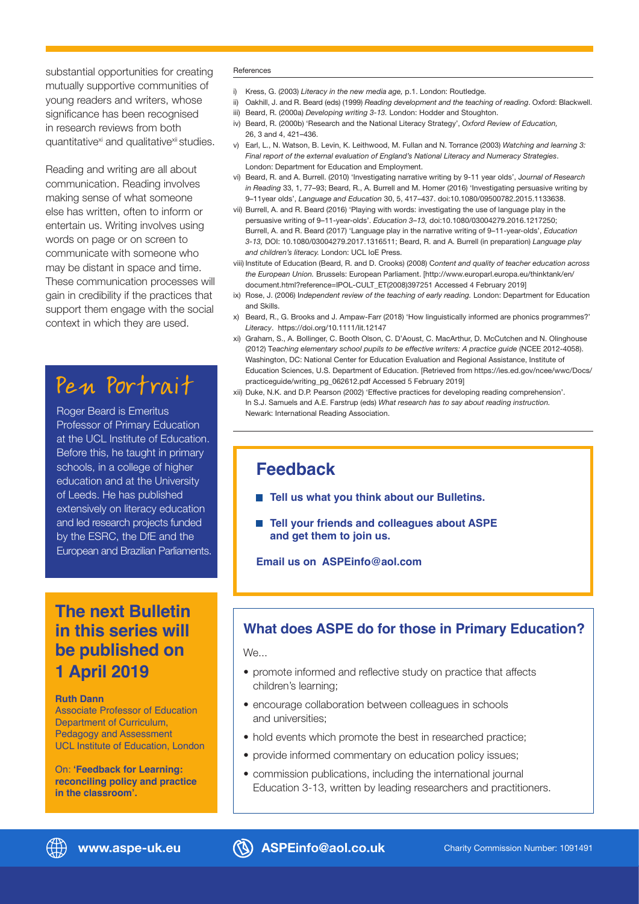substantial opportunities for creating mutually supportive communities of young readers and writers, whose significance has been recognised in research reviews from both quantitative[xi] and qualitative[xii] studies.

Reading and writing are all about communication. Reading involves making sense of what someone else has written, often to inform or entertain us. Writing involves using words on page or on screen to communicate with someone who may be distant in space and time. These communication processes will gain in credibility if the practices that support them engage with the social context in which they are used.

## Pen Portrait

Roger Beard is Emeritus Professor of Primary Education at the UCL Institute of Education. Before this, he taught in primary schools, in a college of higher education and at the University of Leeds. He has published extensively on literacy education and led research projects funded by the ESRC, the DfE and the European and Brazilian Parliaments.

## The next Bulletin in this series will be published on 1 April 2019

**Ruth Dann**
Associate Professor of Education
Department of Curriculum, Pedagogy and Assessment
UCL Institute of Education, London

On: **'Feedback for Learning: reconciling policy and practice in the classroom'.**

### References

i) Kress, G. (2003) *Literacy in the new media age,* p.1. London: Routledge.

ii) Oakhill, J. and R. Beard (eds) (1999) *Reading development and the teaching of reading*. Oxford: Blackwell.

iii) Beard, R. (2000a) *Developing writing 3-13.* London: Hodder and Stoughton.

iv) Beard, R. (2000b) 'Research and the National Literacy Strategy', *Oxford Review of Education,* 26, 3 and 4, 421–436.

v) Earl, L., N. Watson, B. Levin, K. Leithwood, M. Fullan and N. Torrance (2003) *Watching and learning 3: Final report of the external evaluation of England's National Literacy and Numeracy Strategies*. London: Department for Education and Employment.

vi) Beard, R. and A. Burrell. (2010) 'Investigating narrative writing by 9-11 year olds', *Journal of Research in Reading* 33, 1, 77–93; Beard, R., A. Burrell and M. Homer (2016) 'Investigating persuasive writing by 9–11year olds', *Language and Education* 30, 5, 417–437. doi:10.1080/09500782.2015.1133638.

vii) Burrell, A. and R. Beard (2016) 'Playing with words: investigating the use of language play in the persuasive writing of 9–11-year-olds'. *Education 3–13,* doi:10.1080/03004279.2016.1217250; Burrell, A. and R. Beard (2017) 'Language play in the narrative writing of 9–11-year-olds', *Education 3-13,* DOI: 10.1080/03004279.2017.1316511; Beard, R. and A. Burrell (in preparation) *Language play and children's literacy.* London: UCL IoE Press.

viii) Institute of Education (Beard, R. and D. Crooks) (2008) *Content and quality of teacher education across the European Union.* Brussels: European Parliament. [http://www.europarl.europa.eu/thinktank/en/document.html?reference=IPOL-CULT_ET(2008)397251 Accessed 4 February 2019]

ix) Rose, J. (2006) *Independent review of the teaching of early reading.* London: Department for Education and Skills.

x) Beard, R., G. Brooks and J. Ampaw-Farr (2018) 'How linguistically informed are phonics programmes?' *Literacy*. https://doi.org/10.1111/lit.12147

xi) Graham, S., A. Bollinger, C. Booth Olson, C. D'Aoust, C. MacArthur, D. McCutchen and N. Olinghouse (2012) *Teaching elementary school pupils to be effective writers: A practice guide* (NCEE 2012-4058). Washington, DC: National Center for Education Evaluation and Regional Assistance, Institute of Education Sciences, U.S. Department of Education. [Retrieved from https://ies.ed.gov/ncee/wwc/Docs/practiceguide/writing_pg_062612.pdf Accessed 5 February 2019]

xii) Duke, N.K. and D.P. Pearson (2002) 'Effective practices for developing reading comprehension'. In S.J. Samuels and A.E. Farstrup (eds) *What research has to say about reading instruction.* Newark: International Reading Association.

## Feedback

- **Tell us what you think about our Bulletins.**
- **Tell your friends and colleagues about ASPE and get them to join us.**

**Email us on ASPEinfo@aol.com**

### What does ASPE do for those in Primary Education?

We...

- promote informed and reflective study on practice that affects children's learning;
- encourage collaboration between colleagues in schools and universities;
- hold events which promote the best in researched practice;
- provide informed commentary on education policy issues;
- commission publications, including the international journal Education 3-13, written by leading researchers and practitioners.

**www.aspe-uk.eu** **ASPEinfo@aol.co.uk** Charity Commission Number: 1091491